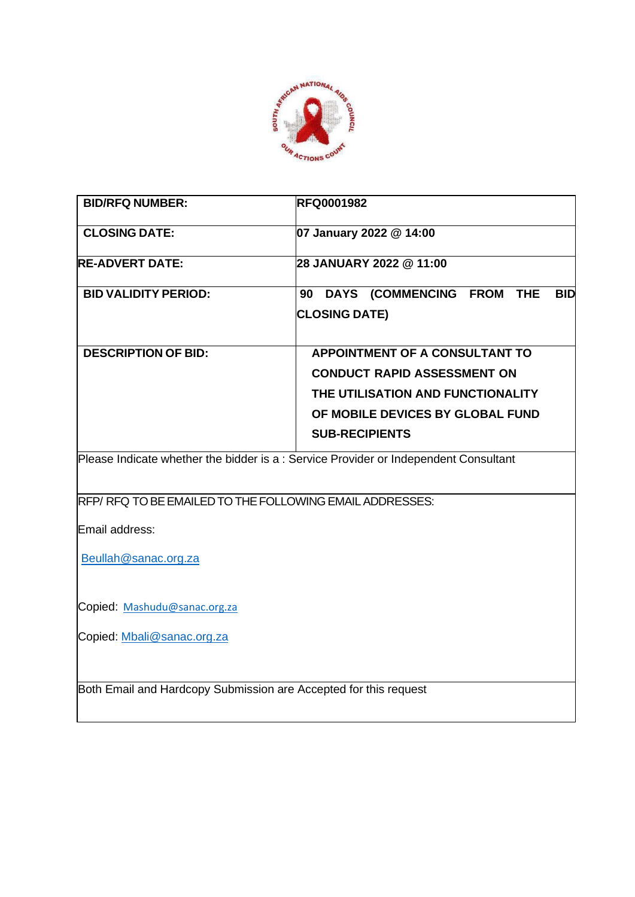| BID/RFQ NUMBER: | RFQ0001982 |
| --- | --- |
| CLOSING DATE: | 07 January 2022 @ 14:00 |
| RE-ADVERT DATE: | 28 JANUARY 2022 @ 11:00 |
| BID VALIDITY PERIOD: | 90 DAYS (COMMENCING FROM THE BID CLOSING DATE) |
| DESCRIPTION OF BID: | APPOINTMENT OF A CONSULTANT TO CONDUCT RAPID ASSESSMENT ON THE UTILISATION AND FUNCTIONALITY OF MOBILE DEVICES BY GLOBAL FUND SUB-RECIPIENTS |
| Please Indicate whether the bidder is a : Service Provider or Independent Consultant | |
| RFP/ RFQ TO BE EMAILED TO THE FOLLOWING EMAIL ADDRESSES:<br><br>Email address:<br><br>Beullah@sanac.org.za<br><br>Copied: Mashudu@sanac.org.za<br><br>Copied: Mbali@sanac.org.za | |
| Both Email and Hardcopy Submission are Accepted for this request | |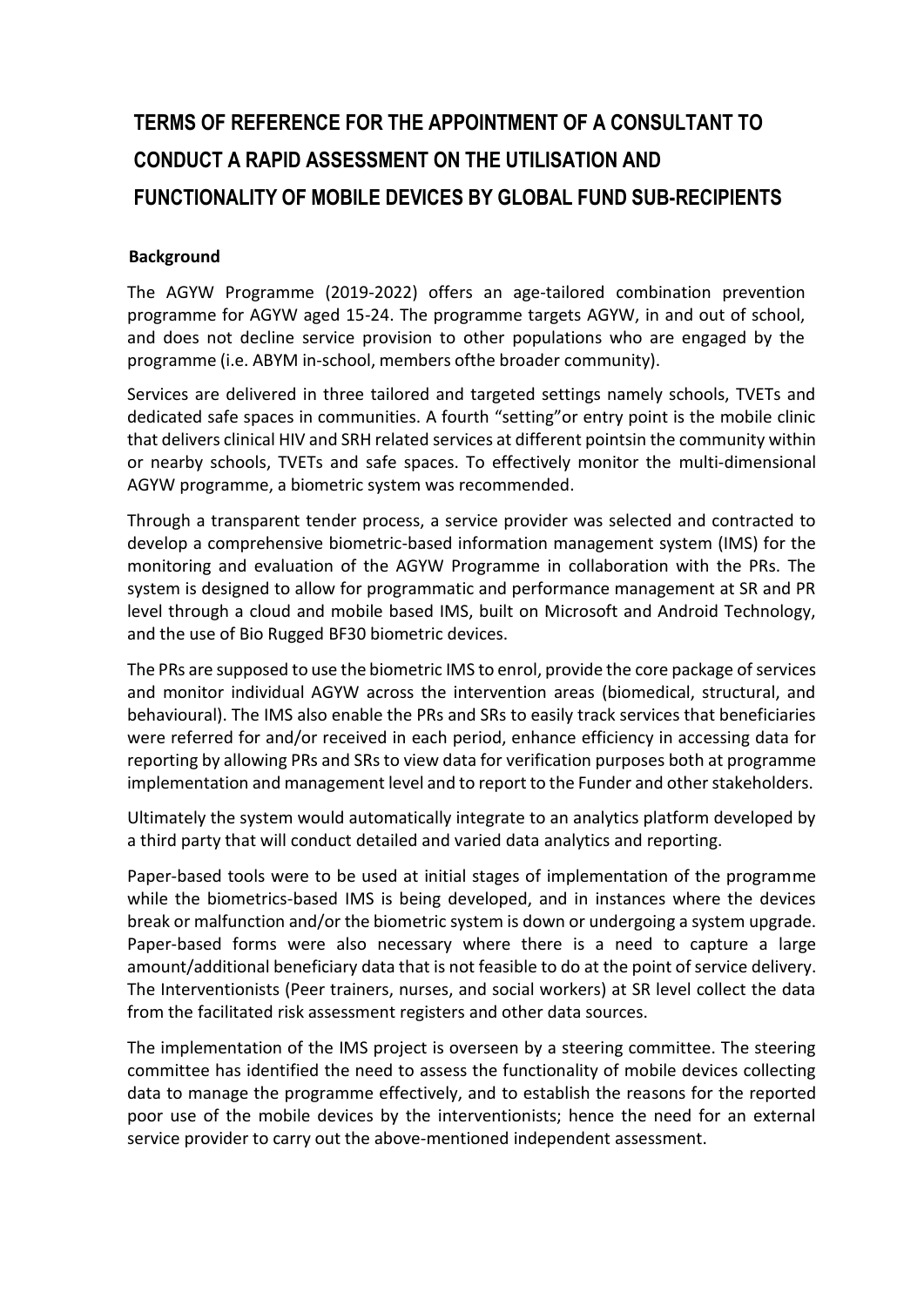# TERMS OF REFERENCE FOR THE APPOINTMENT OF A CONSULTANT TO CONDUCT A RAPID ASSESSMENT ON THE UTILISATION AND FUNCTIONALITY OF MOBILE DEVICES BY GLOBAL FUND SUB-RECIPIENTS

## Background

The AGYW Programme (2019-2022) offers an age-tailored combination prevention programme for AGYW aged 15-24. The programme targets AGYW, in and out of school, and does not decline service provision to other populations who are engaged by the programme (i.e. ABYM in-school, members ofthe broader community).

Services are delivered in three tailored and targeted settings namely schools, TVETs and dedicated safe spaces in communities. A fourth "setting"or entry point is the mobile clinic that delivers clinical HIV and SRH related services at different pointsin the community within or nearby schools, TVETs and safe spaces. To effectively monitor the multi-dimensional AGYW programme, a biometric system was recommended.

Through a transparent tender process, a service provider was selected and contracted to develop a comprehensive biometric-based information management system (IMS) for the monitoring and evaluation of the AGYW Programme in collaboration with the PRs. The system is designed to allow for programmatic and performance management at SR and PR level through a cloud and mobile based IMS, built on Microsoft and Android Technology, and the use of Bio Rugged BF30 biometric devices.

The PRs are supposed to use the biometric IMS to enrol, provide the core package of services and monitor individual AGYW across the intervention areas (biomedical, structural, and behavioural). The IMS also enable the PRs and SRs to easily track services that beneficiaries were referred for and/or received in each period, enhance efficiency in accessing data for reporting by allowing PRs and SRs to view data for verification purposes both at programme implementation and management level and to report to the Funder and other stakeholders.

Ultimately the system would automatically integrate to an analytics platform developed by a third party that will conduct detailed and varied data analytics and reporting.

Paper-based tools were to be used at initial stages of implementation of the programme while the biometrics-based IMS is being developed, and in instances where the devices break or malfunction and/or the biometric system is down or undergoing a system upgrade. Paper-based forms were also necessary where there is a need to capture a large amount/additional beneficiary data that is not feasible to do at the point of service delivery. The Interventionists (Peer trainers, nurses, and social workers) at SR level collect the data from the facilitated risk assessment registers and other data sources.

The implementation of the IMS project is overseen by a steering committee. The steering committee has identified the need to assess the functionality of mobile devices collecting data to manage the programme effectively, and to establish the reasons for the reported poor use of the mobile devices by the interventionists; hence the need for an external service provider to carry out the above-mentioned independent assessment.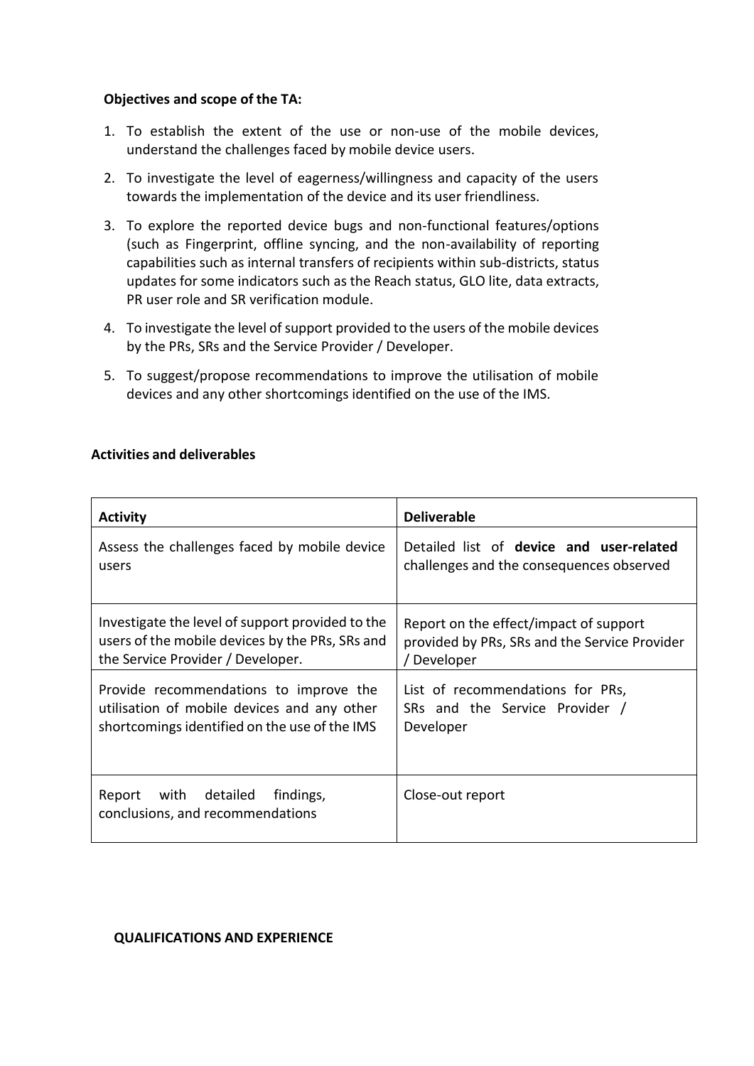**Objectives and scope of the TA:**

1. To establish the extent of the use or non-use of the mobile devices, understand the challenges faced by mobile device users.
2. To investigate the level of eagerness/willingness and capacity of the users towards the implementation of the device and its user friendliness.
3. To explore the reported device bugs and non-functional features/options (such as Fingerprint, offline syncing, and the non-availability of reporting capabilities such as internal transfers of recipients within sub-districts, status updates for some indicators such as the Reach status, GLO lite, data extracts, PR user role and SR verification module.
4. To investigate the level of support provided to the users of the mobile devices by the PRs, SRs and the Service Provider / Developer.
5. To suggest/propose recommendations to improve the utilisation of mobile devices and any other shortcomings identified on the use of the IMS.

**Activities and deliverables**

| **Activity** | **Deliverable** |
|---|---|
| Assess the challenges faced by mobile device users | Detailed list of **device and user-related** challenges and the consequences observed |
| Investigate the level of support provided to the users of the mobile devices by the PRs, SRs and the Service Provider / Developer. | Report on the effect/impact of support provided by PRs, SRs and the Service Provider / Developer |
| Provide recommendations to improve the utilisation of mobile devices and any other shortcomings identified on the use of the IMS | List of recommendations for PRs, SRs and the Service Provider / Developer |
| Report with detailed findings, conclusions, and recommendations | Close-out report |

**QUALIFICATIONS AND EXPERIENCE**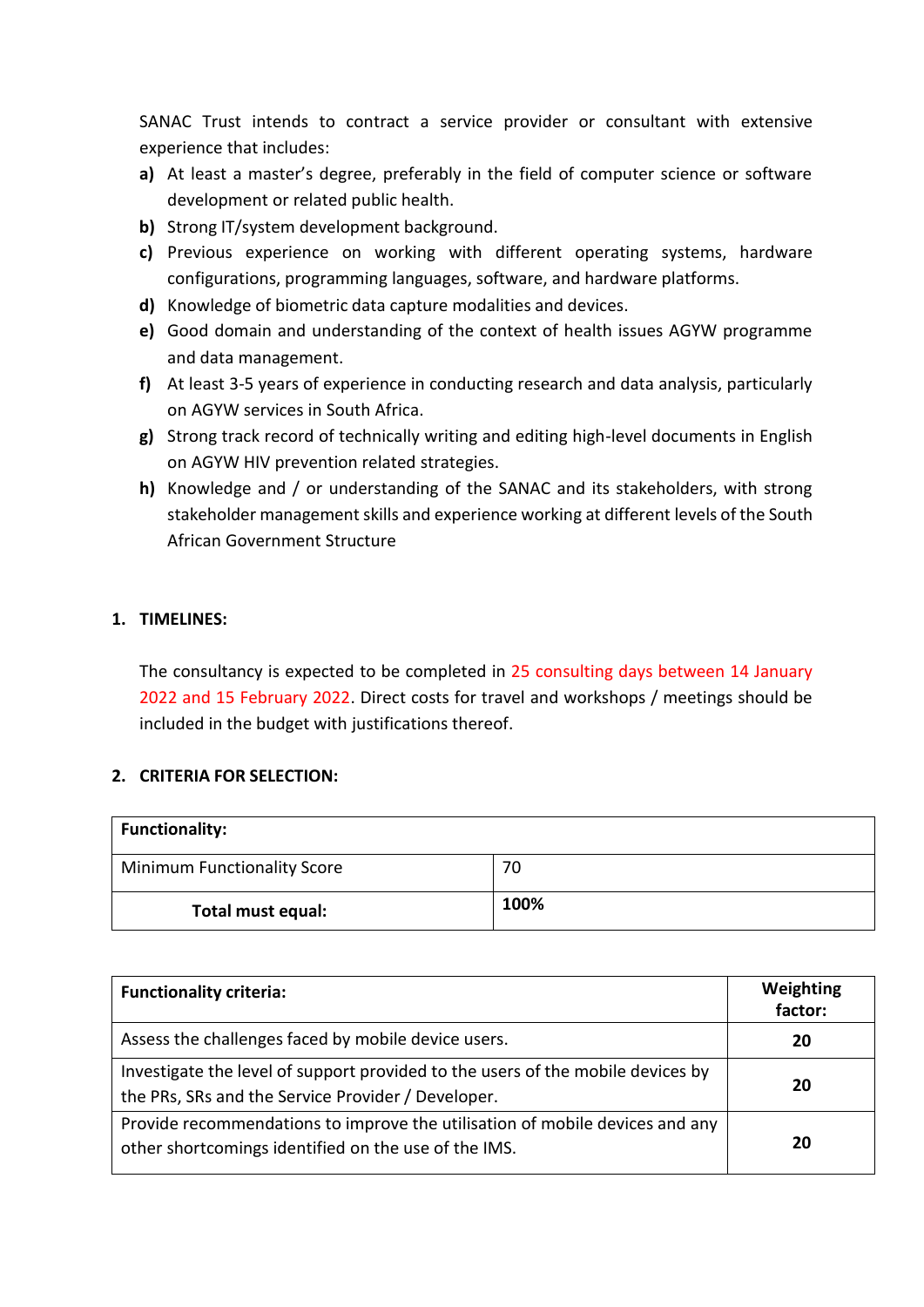SANAC Trust intends to contract a service provider or consultant with extensive experience that includes:

- **a)** At least a master's degree, preferably in the field of computer science or software development or related public health.
- **b)** Strong IT/system development background.
- **c)** Previous experience on working with different operating systems, hardware configurations, programming languages, software, and hardware platforms.
- **d)** Knowledge of biometric data capture modalities and devices.
- **e)** Good domain and understanding of the context of health issues AGYW programme and data management.
- **f)** At least 3-5 years of experience in conducting research and data analysis, particularly on AGYW services in South Africa.
- **g)** Strong track record of technically writing and editing high-level documents in English on AGYW HIV prevention related strategies.
- **h)** Knowledge and / or understanding of the SANAC and its stakeholders, with strong stakeholder management skills and experience working at different levels of the South African Government Structure

## 1. TIMELINES:

The consultancy is expected to be completed in 25 consulting days between 14 January 2022 and 15 February 2022. Direct costs for travel and workshops / meetings should be included in the budget with justifications thereof.

## 2. CRITERIA FOR SELECTION:

| **Functionality:** | |
|---|---|
| Minimum Functionality Score | 70 |
| **Total must equal:** | **100%** |

| **Functionality criteria:** | **Weighting factor:** |
|---|---|
| Assess the challenges faced by mobile device users. | **20** |
| Investigate the level of support provided to the users of the mobile devices by the PRs, SRs and the Service Provider / Developer. | **20** |
| Provide recommendations to improve the utilisation of mobile devices and any other shortcomings identified on the use of the IMS. | **20** |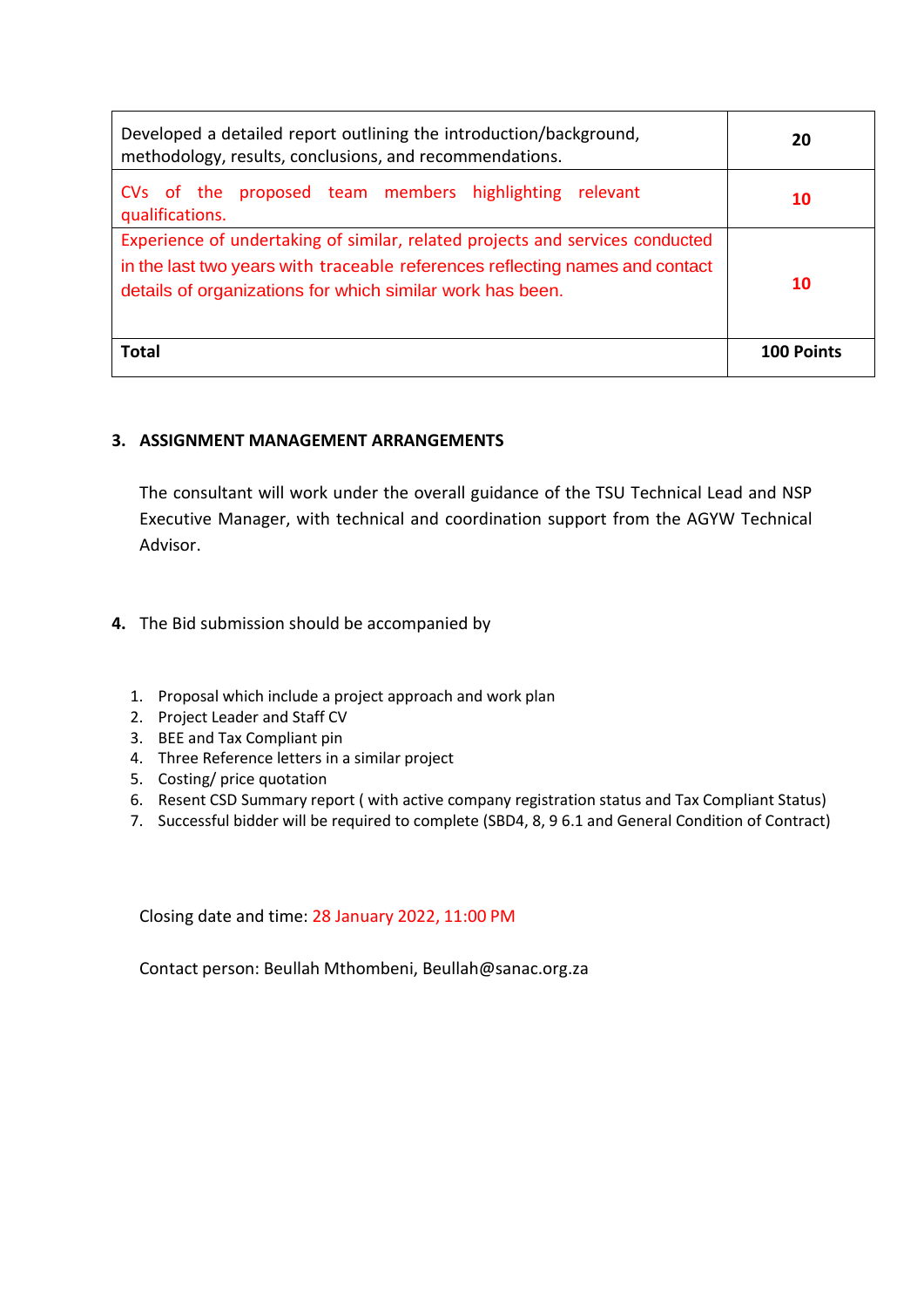| | |
|---|---|
| Developed a detailed report outlining the introduction/background, methodology, results, conclusions, and recommendations. | **20** |
| CVs of the proposed team members highlighting relevant qualifications. | **10** |
| Experience of undertaking of similar, related projects and services conducted in the last two years with traceable references reflecting names and contact details of organizations for which similar work has been. | **10** |
| **Total** | **100 Points** |

### 3. ASSIGNMENT MANAGEMENT ARRANGEMENTS

The consultant will work under the overall guidance of the TSU Technical Lead and NSP Executive Manager, with technical and coordination support from the AGYW Technical Advisor.

**4.** The Bid submission should be accompanied by

1. Proposal which include a project approach and work plan
2. Project Leader and Staff CV
3. BEE and Tax Compliant pin
4. Three Reference letters in a similar project
5. Costing/ price quotation
6. Resent CSD Summary report ( with active company registration status and Tax Compliant Status)
7. Successful bidder will be required to complete (SBD4, 8, 9 6.1 and General Condition of Contract)

Closing date and time: 28 January 2022, 11:00 PM

Contact person: Beullah Mthombeni, Beullah@sanac.org.za